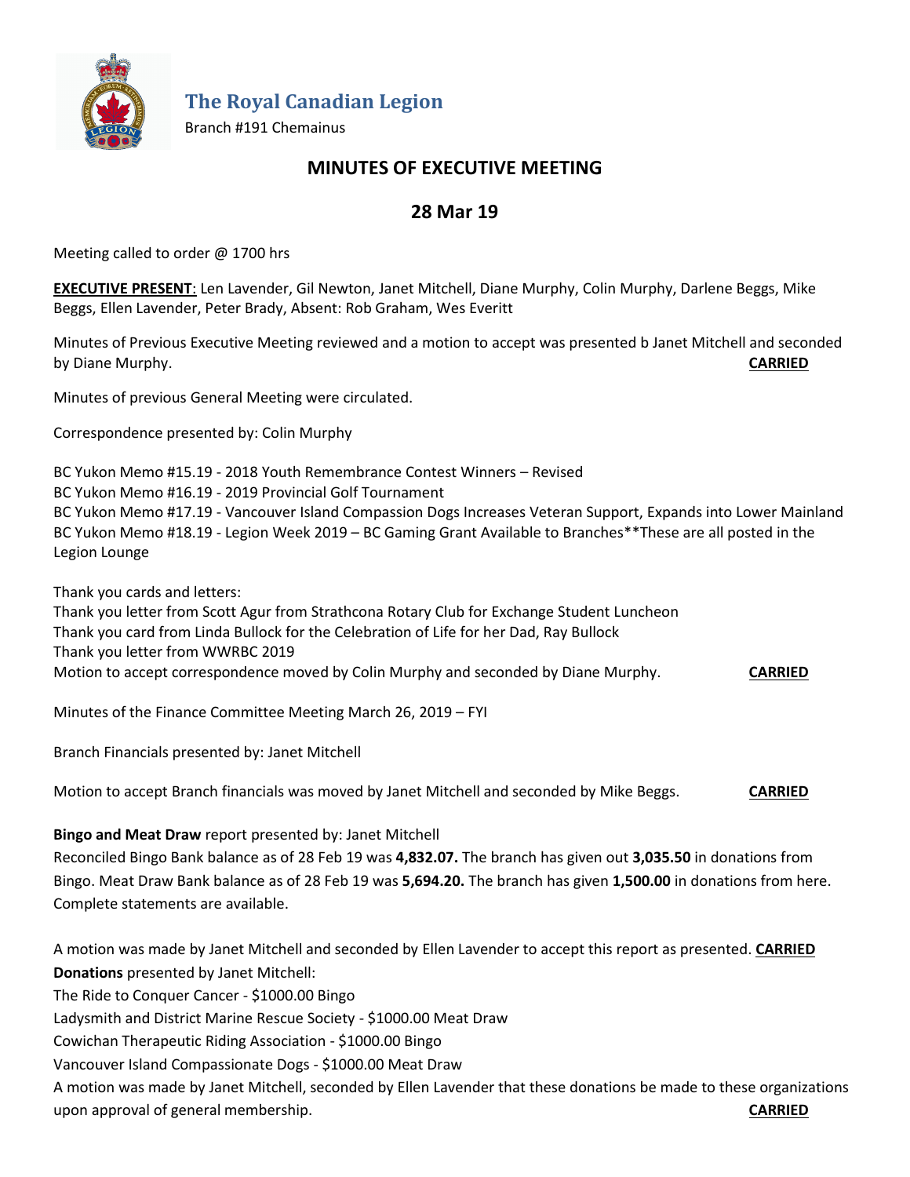# The Royal Canadian Legion

Branch #191 Chemainus

## MINUTES OF EXECUTIVE MEETING

## 28 Mar 19

Meeting called to order @ 1700 hrs

**EXECUTIVE PRESENT**: Len Lavender, Gil Newton, Janet Mitchell, Diane Murphy, Colin Murphy, Darlene Beggs, Mike Beggs, Ellen Lavender, Peter Brady, Absent: Rob Graham, Wes Everitt

Minutes of Previous Executive Meeting reviewed and a motion to accept was presented b Janet Mitchell and seconded by Diane Murphy. **CARRIED**

Minutes of previous General Meeting were circulated.

Correspondence presented by: Colin Murphy

BC Yukon Memo #15.19 - 2018 Youth Remembrance Contest Winners – Revised
BC Yukon Memo #16.19 - 2019 Provincial Golf Tournament
BC Yukon Memo #17.19 - Vancouver Island Compassion Dogs Increases Veteran Support, Expands into Lower Mainland
BC Yukon Memo #18.19 - Legion Week 2019 – BC Gaming Grant Available to Branches**These are all posted in the Legion Lounge

Thank you cards and letters:
Thank you letter from Scott Agur from Strathcona Rotary Club for Exchange Student Luncheon
Thank you card from Linda Bullock for the Celebration of Life for her Dad, Ray Bullock
Thank you letter from WWRBC 2019
Motion to accept correspondence moved by Colin Murphy and seconded by Diane Murphy. **CARRIED**

Minutes of the Finance Committee Meeting March 26, 2019 – FYI

Branch Financials presented by: Janet Mitchell

Motion to accept Branch financials was moved by Janet Mitchell and seconded by Mike Beggs. **CARRIED**

**Bingo and Meat Draw** report presented by: Janet Mitchell
Reconciled Bingo Bank balance as of 28 Feb 19 was **4,832.07.** The branch has given out **3,035.50** in donations from Bingo. Meat Draw Bank balance as of 28 Feb 19 was **5,694.20.** The branch has given **1,500.00** in donations from here. Complete statements are available.

A motion was made by Janet Mitchell and seconded by Ellen Lavender to accept this report as presented. **CARRIED**

**Donations** presented by Janet Mitchell:
The Ride to Conquer Cancer - $1000.00 Bingo
Ladysmith and District Marine Rescue Society - $1000.00 Meat Draw
Cowichan Therapeutic Riding Association - $1000.00 Bingo
Vancouver Island Compassionate Dogs - $1000.00 Meat Draw
A motion was made by Janet Mitchell, seconded by Ellen Lavender that these donations be made to these organizations upon approval of general membership. **CARRIED**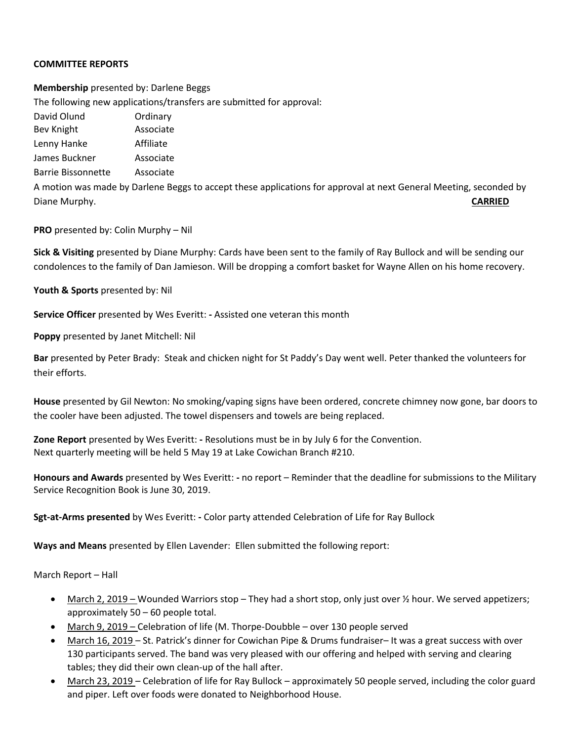**COMMITTEE REPORTS**

**Membership** presented by: Darlene Beggs

The following new applications/transfers are submitted for approval:

| | |
|---|---|
| David Olund | Ordinary |
| Bev Knight | Associate |
| Lenny Hanke | Affiliate |
| James Buckner | Associate |
| Barrie Bissonnette | Associate |

A motion was made by Darlene Beggs to accept these applications for approval at next General Meeting, seconded by Diane Murphy. **CARRIED**

**PRO** presented by: Colin Murphy – Nil

**Sick & Visiting** presented by Diane Murphy: Cards have been sent to the family of Ray Bullock and will be sending our condolences to the family of Dan Jamieson. Will be dropping a comfort basket for Wayne Allen on his home recovery.

**Youth & Sports** presented by: Nil

**Service Officer** presented by Wes Everitt: **-** Assisted one veteran this month

**Poppy** presented by Janet Mitchell: Nil

**Bar** presented by Peter Brady: Steak and chicken night for St Paddy's Day went well. Peter thanked the volunteers for their efforts.

**House** presented by Gil Newton: No smoking/vaping signs have been ordered, concrete chimney now gone, bar doors to the cooler have been adjusted. The towel dispensers and towels are being replaced.

**Zone Report** presented by Wes Everitt: **-** Resolutions must be in by July 6 for the Convention.
Next quarterly meeting will be held 5 May 19 at Lake Cowichan Branch #210.

**Honours and Awards** presented by Wes Everitt: **-** no report – Reminder that the deadline for submissions to the Military Service Recognition Book is June 30, 2019.

**Sgt-at-Arms presented** by Wes Everitt: **-** Color party attended Celebration of Life for Ray Bullock

**Ways and Means** presented by Ellen Lavender: Ellen submitted the following report:

March Report – Hall

- March 2, 2019 – Wounded Warriors stop – They had a short stop, only just over ½ hour. We served appetizers; approximately 50 – 60 people total.
- March 9, 2019 – Celebration of life (M. Thorpe-Doubble – over 130 people served
- March 16, 2019 – St. Patrick's dinner for Cowichan Pipe & Drums fundraiser– It was a great success with over 130 participants served. The band was very pleased with our offering and helped with serving and clearing tables; they did their own clean-up of the hall after.
- March 23, 2019 – Celebration of life for Ray Bullock – approximately 50 people served, including the color guard and piper. Left over foods were donated to Neighborhood House.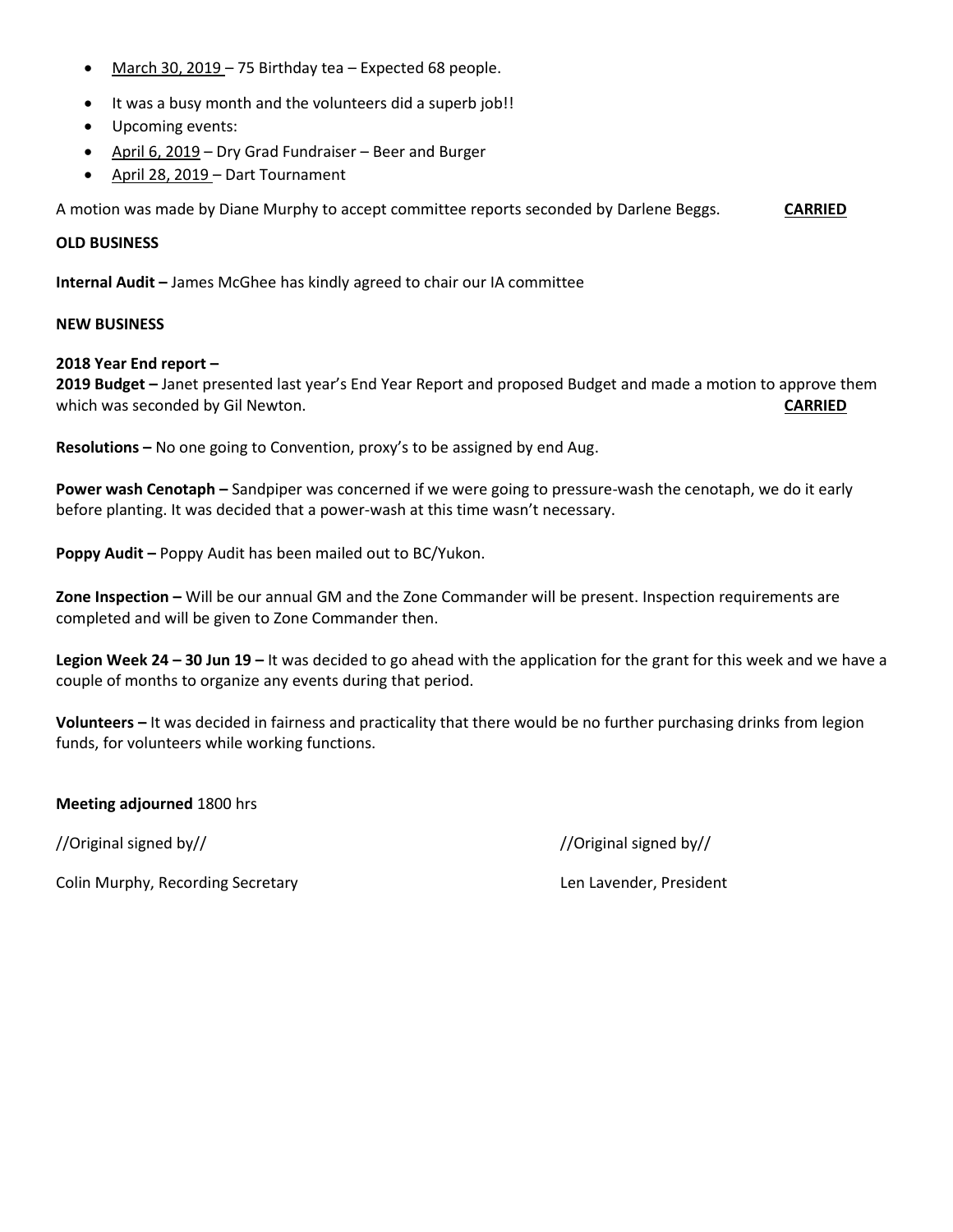- <u>March 30, 2019</u> – 75 Birthday tea – Expected 68 people.
- It was a busy month and the volunteers did a superb job!!
- Upcoming events:
- <u>April 6, 2019</u> – Dry Grad Fundraiser – Beer and Burger
- <u>April 28, 2019</u> – Dart Tournament

A motion was made by Diane Murphy to accept committee reports seconded by Darlene Beggs. **<u>CARRIED</u>**

**OLD BUSINESS**

**Internal Audit –** James McGhee has kindly agreed to chair our IA committee

**NEW BUSINESS**

**2018 Year End report –**
**2019 Budget –** Janet presented last year's End Year Report and proposed Budget and made a motion to approve them which was seconded by Gil Newton. **<u>CARRIED</u>**

**Resolutions –** No one going to Convention, proxy's to be assigned by end Aug.

**Power wash Cenotaph –** Sandpiper was concerned if we were going to pressure-wash the cenotaph, we do it early before planting. It was decided that a power-wash at this time wasn't necessary.

**Poppy Audit –** Poppy Audit has been mailed out to BC/Yukon.

**Zone Inspection –** Will be our annual GM and the Zone Commander will be present. Inspection requirements are completed and will be given to Zone Commander then.

**Legion Week 24 – 30 Jun 19 –** It was decided to go ahead with the application for the grant for this week and we have a couple of months to organize any events during that period.

**Volunteers –** It was decided in fairness and practicality that there would be no further purchasing drinks from legion funds, for volunteers while working functions.

**Meeting adjourned** 1800 hrs

//Original signed by//

Colin Murphy, Recording Secretary

//Original signed by//

Len Lavender, President